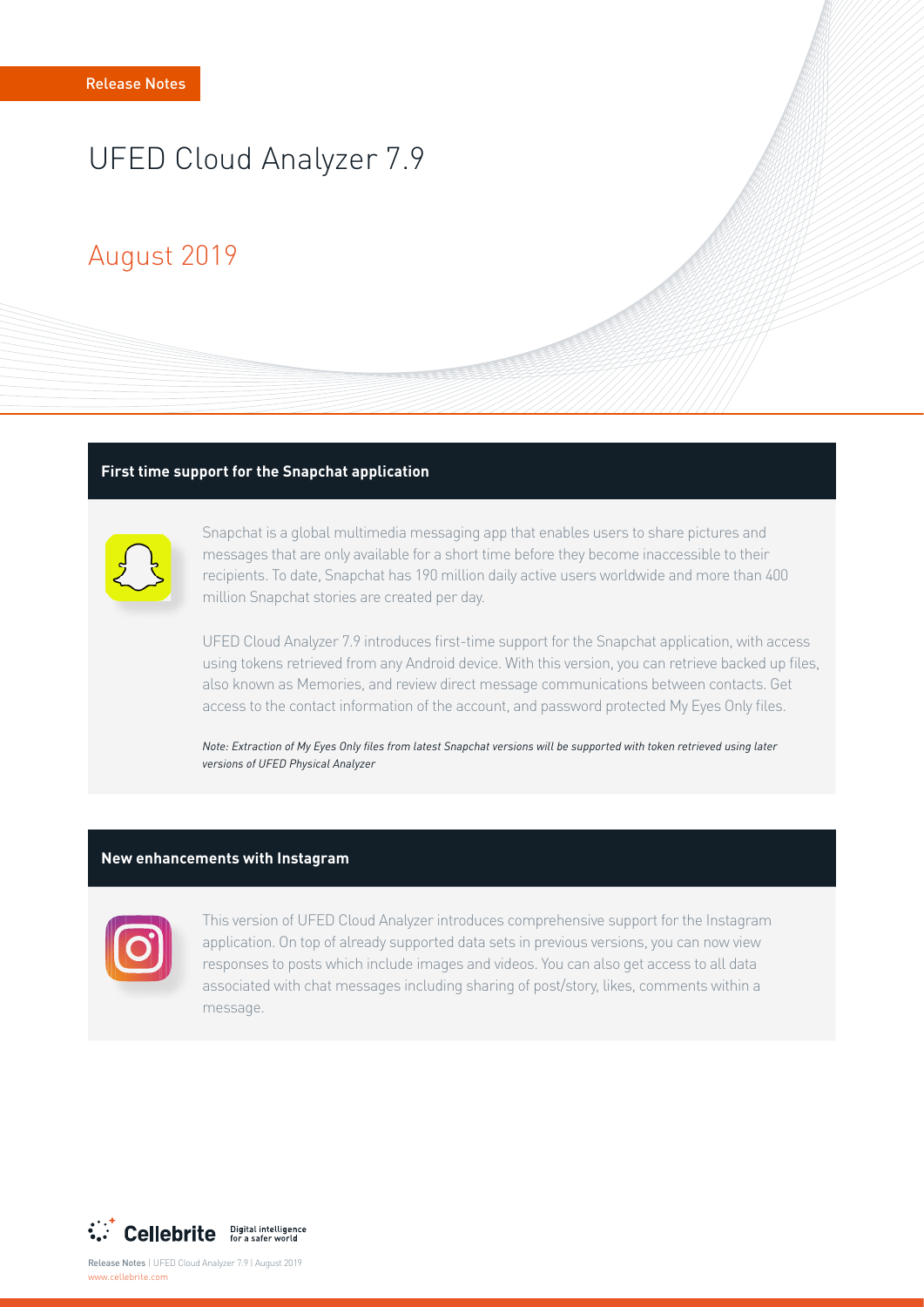Release Notes

# UFED Cloud Analyzer 7.9

## August 2019

### First time support for the Snapchat application

Snapchat is a global multimedia messaging app that enables users to share pictures and messages that are only available for a short time before they become inaccessible to their recipients. To date, Snapchat has 190 million daily active users worldwide and more than 400 million Snapchat stories are created per day.

UFED Cloud Analyzer 7.9 introduces first-time support for the Snapchat application, with access using tokens retrieved from any Android device. With this version, you can retrieve backed up files, also known as Memories, and review direct message communications between contacts. Get access to the contact information of the account, and password protected My Eyes Only files.

*Note: Extraction of My Eyes Only files from latest Snapchat versions will be supported with token retrieved using later versions of UFED Physical Analyzer*

### New enhancements with Instagram

This version of UFED Cloud Analyzer introduces comprehensive support for the Instagram application. On top of already supported data sets in previous versions, you can now view responses to posts which include images and videos. You can also get access to all data associated with chat messages including sharing of post/story, likes, comments within a message.

Cellebrite Digital intelligence for a safer world

Release Notes | UFED Cloud Analyzer 7.9 | August 2019
www.cellebrite.com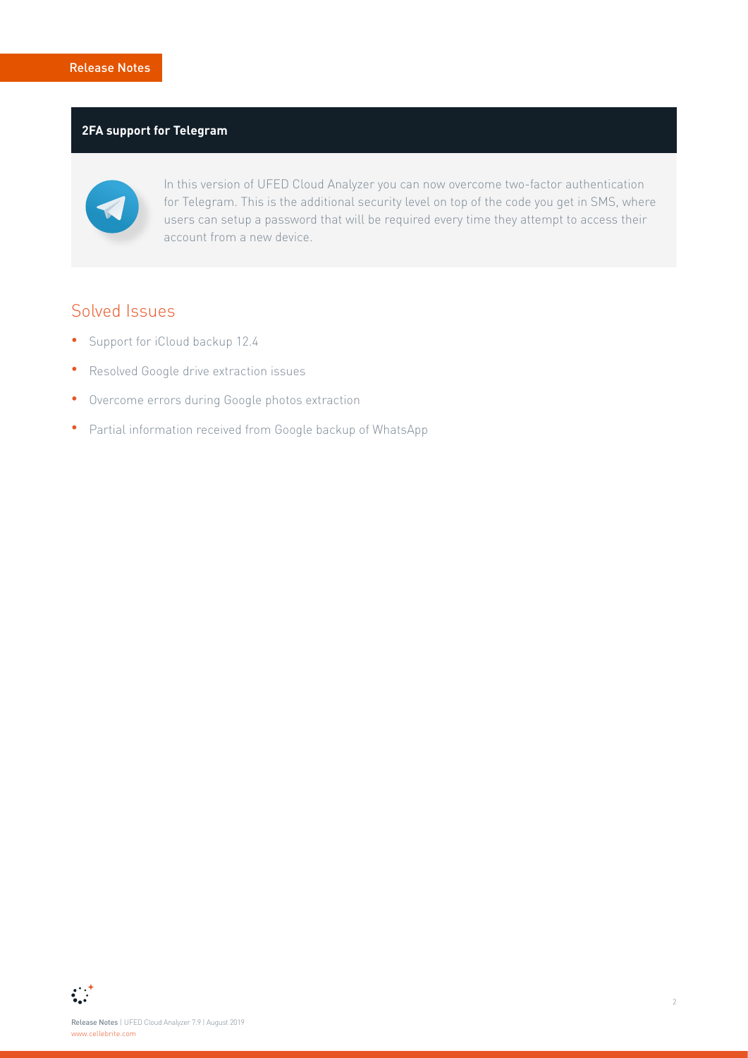## 2FA support for Telegram

In this version of UFED Cloud Analyzer you can now overcome two-factor authentication for Telegram. This is the additional security level on top of the code you get in SMS, where users can setup a password that will be required every time they attempt to access their account from a new device.

## Solved Issues

- Support for iCloud backup 12.4
- Resolved Google drive extraction issues
- Overcome errors during Google photos extraction
- Partial information received from Google backup of WhatsApp